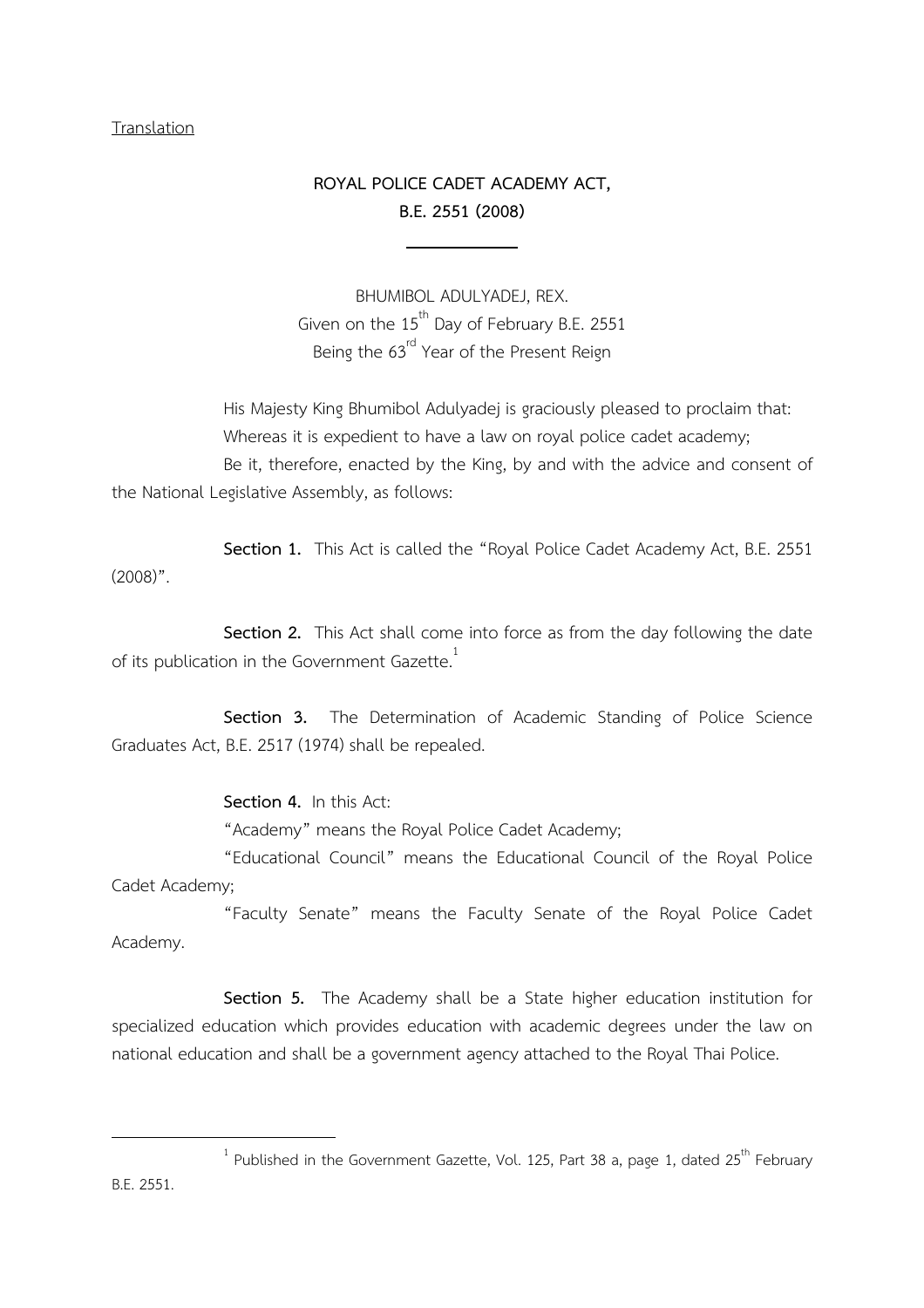Translation

# ROYAL POLICE CADET ACADEMY ACT, B.E. 2551 (2008)

BHUMIBOL ADULYADEJ, REX.
Given on the 15th Day of February B.E. 2551
Being the 63rd Year of the Present Reign

His Majesty King Bhumibol Adulyadej is graciously pleased to proclaim that:

Whereas it is expedient to have a law on royal police cadet academy;

Be it, therefore, enacted by the King, by and with the advice and consent of the National Legislative Assembly, as follows:

**Section 1.** This Act is called the "Royal Police Cadet Academy Act, B.E. 2551 (2008)".

**Section 2.** This Act shall come into force as from the day following the date of its publication in the Government Gazette.[1]

**Section 3.** The Determination of Academic Standing of Police Science Graduates Act, B.E. 2517 (1974) shall be repealed.

**Section 4.** In this Act:

"Academy" means the Royal Police Cadet Academy;

"Educational Council" means the Educational Council of the Royal Police Cadet Academy;

"Faculty Senate" means the Faculty Senate of the Royal Police Cadet Academy.

**Section 5.** The Academy shall be a State higher education institution for specialized education which provides education with academic degrees under the law on national education and shall be a government agency attached to the Royal Thai Police.

---

[1] Published in the Government Gazette, Vol. 125, Part 38 a, page 1, dated 25th February B.E. 2551.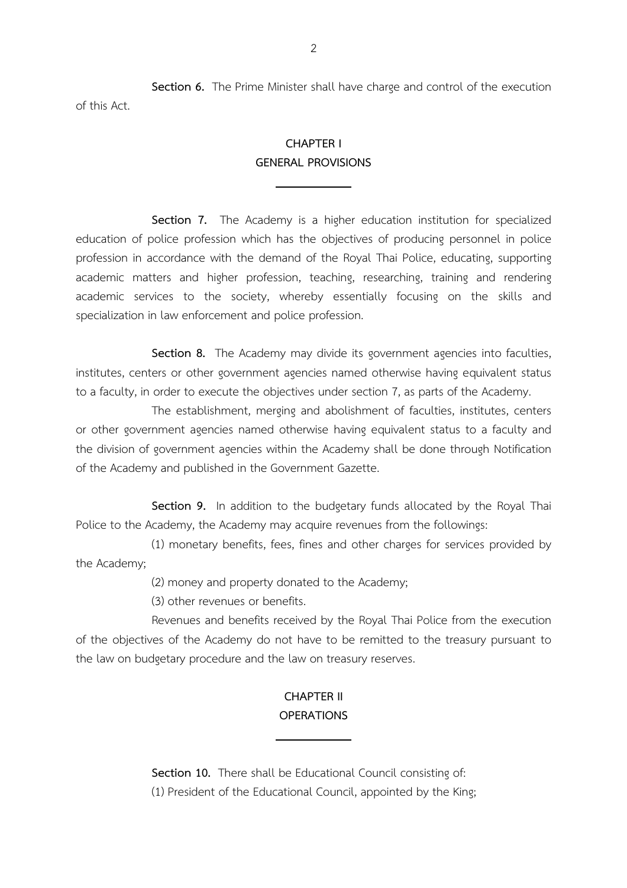**Section 6.** The Prime Minister shall have charge and control of the execution of this Act.

## CHAPTER I
## GENERAL PROVISIONS

**Section 7.** The Academy is a higher education institution for specialized education of police profession which has the objectives of producing personnel in police profession in accordance with the demand of the Royal Thai Police, educating, supporting academic matters and higher profession, teaching, researching, training and rendering academic services to the society, whereby essentially focusing on the skills and specialization in law enforcement and police profession.

**Section 8.** The Academy may divide its government agencies into faculties, institutes, centers or other government agencies named otherwise having equivalent status to a faculty, in order to execute the objectives under section 7, as parts of the Academy.

The establishment, merging and abolishment of faculties, institutes, centers or other government agencies named otherwise having equivalent status to a faculty and the division of government agencies within the Academy shall be done through Notification of the Academy and published in the Government Gazette.

**Section 9.** In addition to the budgetary funds allocated by the Royal Thai Police to the Academy, the Academy may acquire revenues from the followings:

(1) monetary benefits, fees, fines and other charges for services provided by the Academy;

(2) money and property donated to the Academy;

(3) other revenues or benefits.

Revenues and benefits received by the Royal Thai Police from the execution of the objectives of the Academy do not have to be remitted to the treasury pursuant to the law on budgetary procedure and the law on treasury reserves.

## CHAPTER II
## OPERATIONS

**Section 10.** There shall be Educational Council consisting of:

(1) President of the Educational Council, appointed by the King;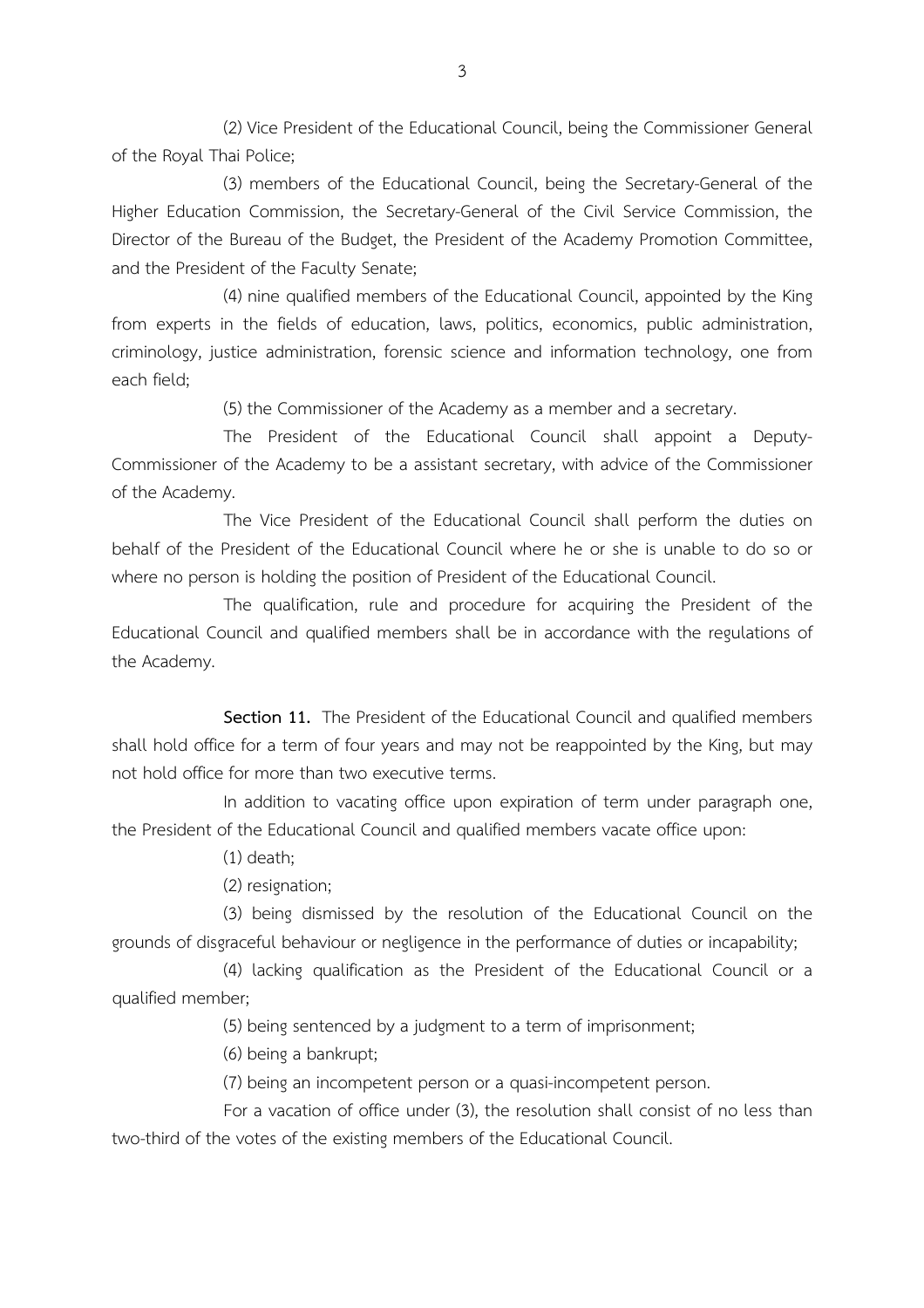(2) Vice President of the Educational Council, being the Commissioner General of the Royal Thai Police;

(3) members of the Educational Council, being the Secretary-General of the Higher Education Commission, the Secretary-General of the Civil Service Commission, the Director of the Bureau of the Budget, the President of the Academy Promotion Committee, and the President of the Faculty Senate;

(4) nine qualified members of the Educational Council, appointed by the King from experts in the fields of education, laws, politics, economics, public administration, criminology, justice administration, forensic science and information technology, one from each field;

(5) the Commissioner of the Academy as a member and a secretary.

The President of the Educational Council shall appoint a Deputy-Commissioner of the Academy to be a assistant secretary, with advice of the Commissioner of the Academy.

The Vice President of the Educational Council shall perform the duties on behalf of the President of the Educational Council where he or she is unable to do so or where no person is holding the position of President of the Educational Council.

The qualification, rule and procedure for acquiring the President of the Educational Council and qualified members shall be in accordance with the regulations of the Academy.

**Section 11.** The President of the Educational Council and qualified members shall hold office for a term of four years and may not be reappointed by the King, but may not hold office for more than two executive terms.

In addition to vacating office upon expiration of term under paragraph one, the President of the Educational Council and qualified members vacate office upon:

(1) death;

(2) resignation;

(3) being dismissed by the resolution of the Educational Council on the grounds of disgraceful behaviour or negligence in the performance of duties or incapability;

(4) lacking qualification as the President of the Educational Council or a qualified member;

(5) being sentenced by a judgment to a term of imprisonment;

(6) being a bankrupt;

(7) being an incompetent person or a quasi-incompetent person.

For a vacation of office under (3), the resolution shall consist of no less than two-third of the votes of the existing members of the Educational Council.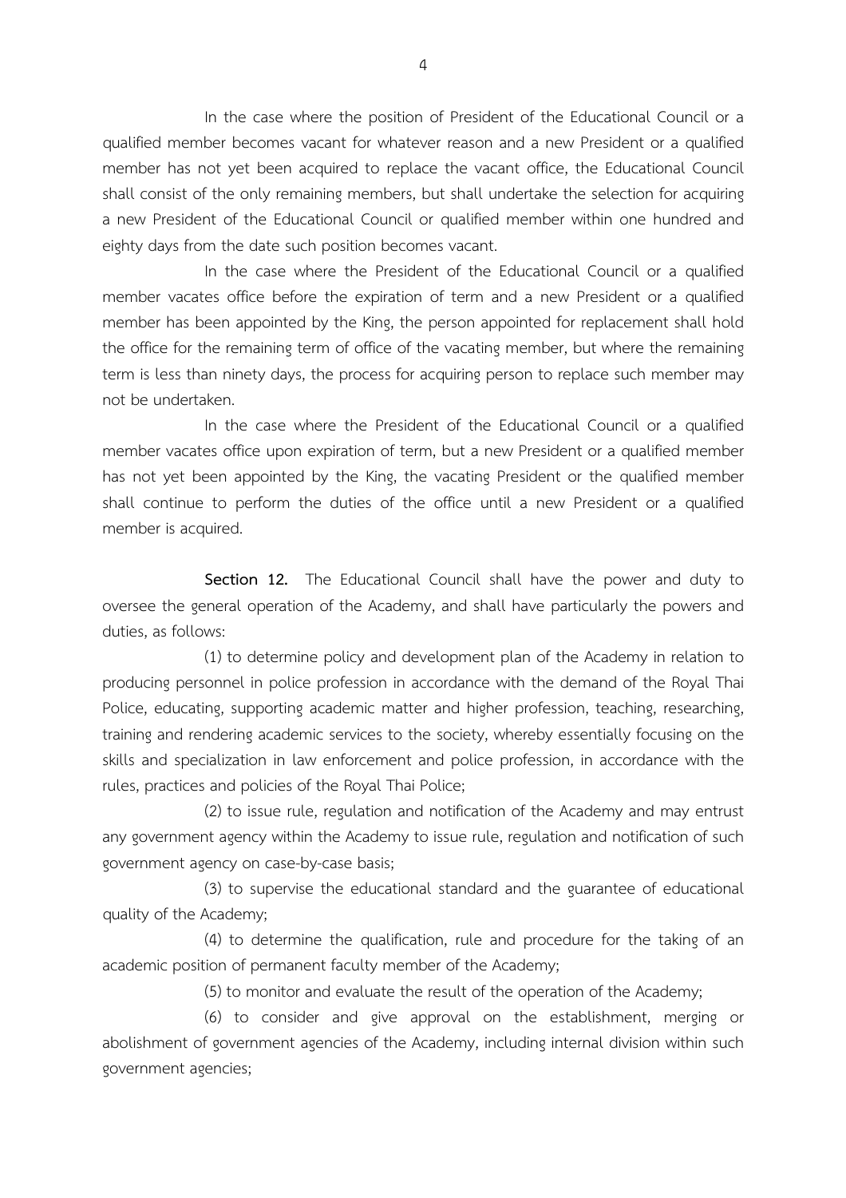In the case where the position of President of the Educational Council or a qualified member becomes vacant for whatever reason and a new President or a qualified member has not yet been acquired to replace the vacant office, the Educational Council shall consist of the only remaining members, but shall undertake the selection for acquiring a new President of the Educational Council or qualified member within one hundred and eighty days from the date such position becomes vacant.

In the case where the President of the Educational Council or a qualified member vacates office before the expiration of term and a new President or a qualified member has been appointed by the King, the person appointed for replacement shall hold the office for the remaining term of office of the vacating member, but where the remaining term is less than ninety days, the process for acquiring person to replace such member may not be undertaken.

In the case where the President of the Educational Council or a qualified member vacates office upon expiration of term, but a new President or a qualified member has not yet been appointed by the King, the vacating President or the qualified member shall continue to perform the duties of the office until a new President or a qualified member is acquired.

**Section 12.** The Educational Council shall have the power and duty to oversee the general operation of the Academy, and shall have particularly the powers and duties, as follows:

(1) to determine policy and development plan of the Academy in relation to producing personnel in police profession in accordance with the demand of the Royal Thai Police, educating, supporting academic matter and higher profession, teaching, researching, training and rendering academic services to the society, whereby essentially focusing on the skills and specialization in law enforcement and police profession, in accordance with the rules, practices and policies of the Royal Thai Police;

(2) to issue rule, regulation and notification of the Academy and may entrust any government agency within the Academy to issue rule, regulation and notification of such government agency on case-by-case basis;

(3) to supervise the educational standard and the guarantee of educational quality of the Academy;

(4) to determine the qualification, rule and procedure for the taking of an academic position of permanent faculty member of the Academy;

(5) to monitor and evaluate the result of the operation of the Academy;

(6) to consider and give approval on the establishment, merging or abolishment of government agencies of the Academy, including internal division within such government agencies;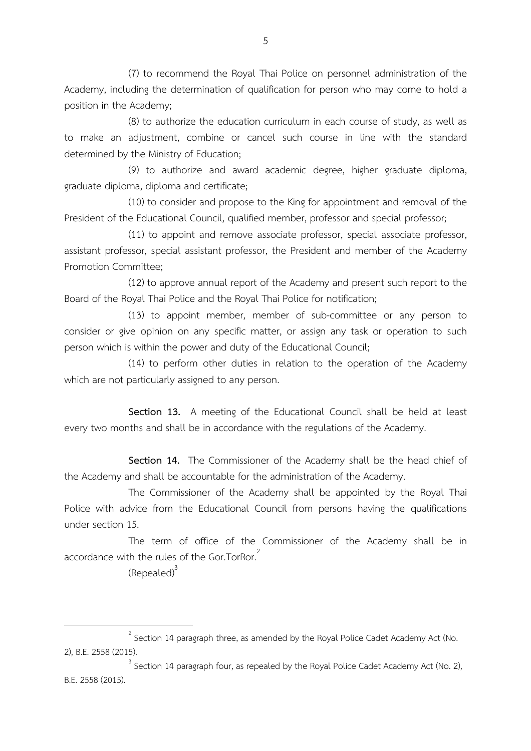(7) to recommend the Royal Thai Police on personnel administration of the Academy, including the determination of qualification for person who may come to hold a position in the Academy;

(8) to authorize the education curriculum in each course of study, as well as to make an adjustment, combine or cancel such course in line with the standard determined by the Ministry of Education;

(9) to authorize and award academic degree, higher graduate diploma, graduate diploma, diploma and certificate;

(10) to consider and propose to the King for appointment and removal of the President of the Educational Council, qualified member, professor and special professor;

(11) to appoint and remove associate professor, special associate professor, assistant professor, special assistant professor, the President and member of the Academy Promotion Committee;

(12) to approve annual report of the Academy and present such report to the Board of the Royal Thai Police and the Royal Thai Police for notification;

(13) to appoint member, member of sub-committee or any person to consider or give opinion on any specific matter, or assign any task or operation to such person which is within the power and duty of the Educational Council;

(14) to perform other duties in relation to the operation of the Academy which are not particularly assigned to any person.

**Section 13.** A meeting of the Educational Council shall be held at least every two months and shall be in accordance with the regulations of the Academy.

**Section 14.** The Commissioner of the Academy shall be the head chief of the Academy and shall be accountable for the administration of the Academy.

The Commissioner of the Academy shall be appointed by the Royal Thai Police with advice from the Educational Council from persons having the qualifications under section 15.

The term of office of the Commissioner of the Academy shall be in accordance with the rules of the Gor.TorRor.[2]

(Repealed)[3]

---

[2] Section 14 paragraph three, as amended by the Royal Police Cadet Academy Act (No. 2), B.E. 2558 (2015).

[3] Section 14 paragraph four, as repealed by the Royal Police Cadet Academy Act (No. 2), B.E. 2558 (2015).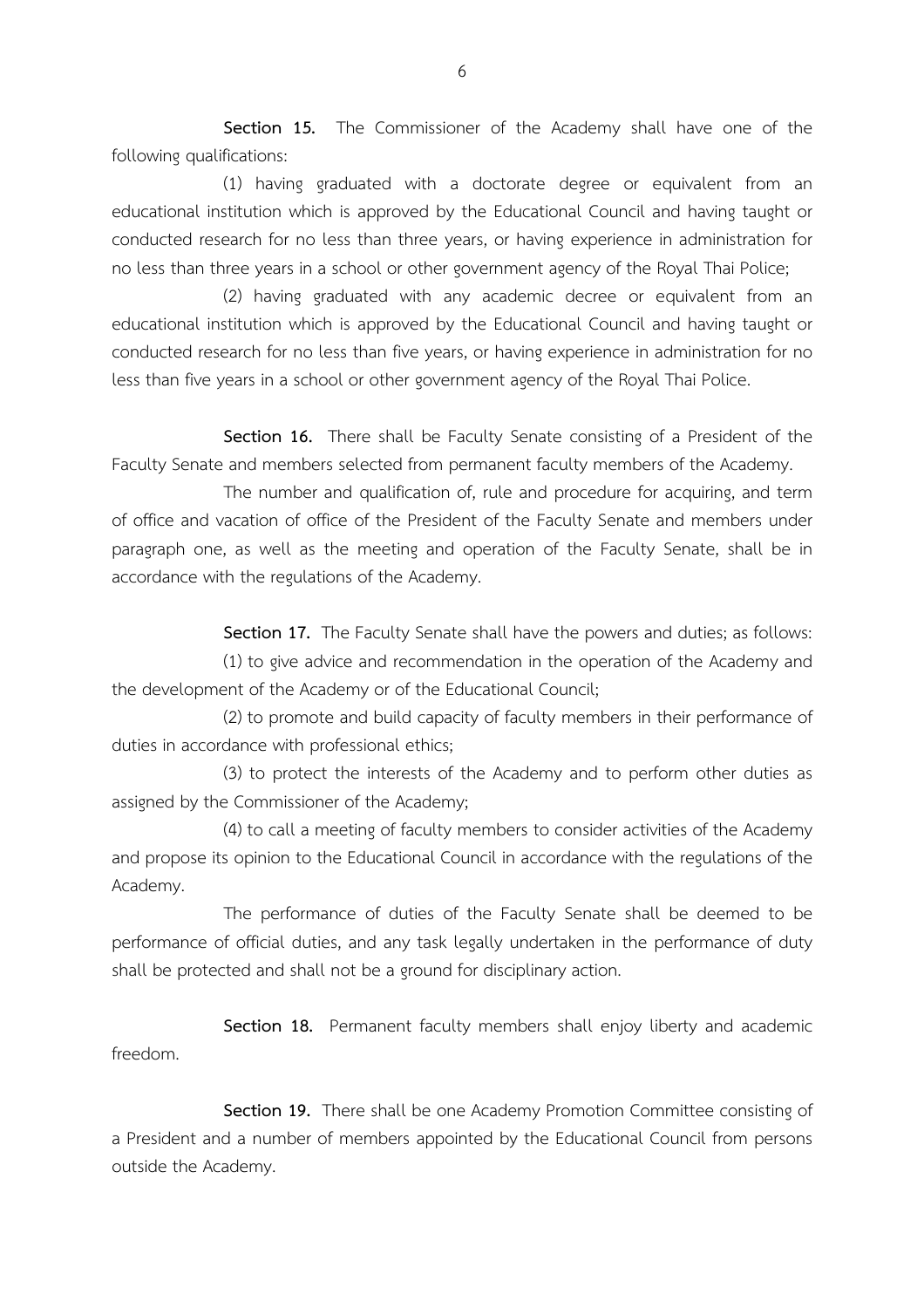**Section 15.** The Commissioner of the Academy shall have one of the following qualifications:

(1) having graduated with a doctorate degree or equivalent from an educational institution which is approved by the Educational Council and having taught or conducted research for no less than three years, or having experience in administration for no less than three years in a school or other government agency of the Royal Thai Police;

(2) having graduated with any academic decree or equivalent from an educational institution which is approved by the Educational Council and having taught or conducted research for no less than five years, or having experience in administration for no less than five years in a school or other government agency of the Royal Thai Police.

**Section 16.** There shall be Faculty Senate consisting of a President of the Faculty Senate and members selected from permanent faculty members of the Academy.

The number and qualification of, rule and procedure for acquiring, and term of office and vacation of office of the President of the Faculty Senate and members under paragraph one, as well as the meeting and operation of the Faculty Senate, shall be in accordance with the regulations of the Academy.

**Section 17.** The Faculty Senate shall have the powers and duties; as follows:

(1) to give advice and recommendation in the operation of the Academy and the development of the Academy or of the Educational Council;

(2) to promote and build capacity of faculty members in their performance of duties in accordance with professional ethics;

(3) to protect the interests of the Academy and to perform other duties as assigned by the Commissioner of the Academy;

(4) to call a meeting of faculty members to consider activities of the Academy and propose its opinion to the Educational Council in accordance with the regulations of the Academy.

The performance of duties of the Faculty Senate shall be deemed to be performance of official duties, and any task legally undertaken in the performance of duty shall be protected and shall not be a ground for disciplinary action.

**Section 18.** Permanent faculty members shall enjoy liberty and academic freedom.

**Section 19.** There shall be one Academy Promotion Committee consisting of a President and a number of members appointed by the Educational Council from persons outside the Academy.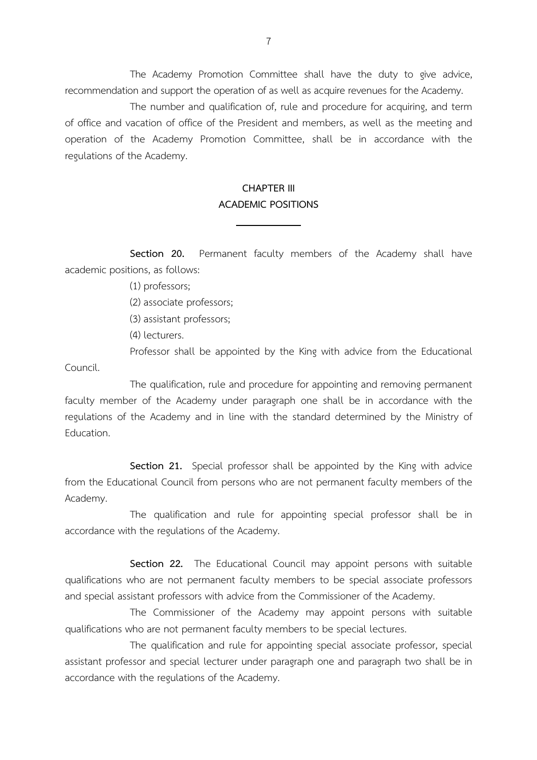The Academy Promotion Committee shall have the duty to give advice, recommendation and support the operation of as well as acquire revenues for the Academy.

The number and qualification of, rule and procedure for acquiring, and term of office and vacation of office of the President and members, as well as the meeting and operation of the Academy Promotion Committee, shall be in accordance with the regulations of the Academy.

## CHAPTER III
## ACADEMIC POSITIONS

---

**Section 20.** Permanent faculty members of the Academy shall have academic positions, as follows:

(1) professors;

(2) associate professors;

(3) assistant professors;

(4) lecturers.

Professor shall be appointed by the King with advice from the Educational Council.

The qualification, rule and procedure for appointing and removing permanent faculty member of the Academy under paragraph one shall be in accordance with the regulations of the Academy and in line with the standard determined by the Ministry of Education.

**Section 21.** Special professor shall be appointed by the King with advice from the Educational Council from persons who are not permanent faculty members of the Academy.

The qualification and rule for appointing special professor shall be in accordance with the regulations of the Academy.

**Section 22.** The Educational Council may appoint persons with suitable qualifications who are not permanent faculty members to be special associate professors and special assistant professors with advice from the Commissioner of the Academy.

The Commissioner of the Academy may appoint persons with suitable qualifications who are not permanent faculty members to be special lectures.

The qualification and rule for appointing special associate professor, special assistant professor and special lecturer under paragraph one and paragraph two shall be in accordance with the regulations of the Academy.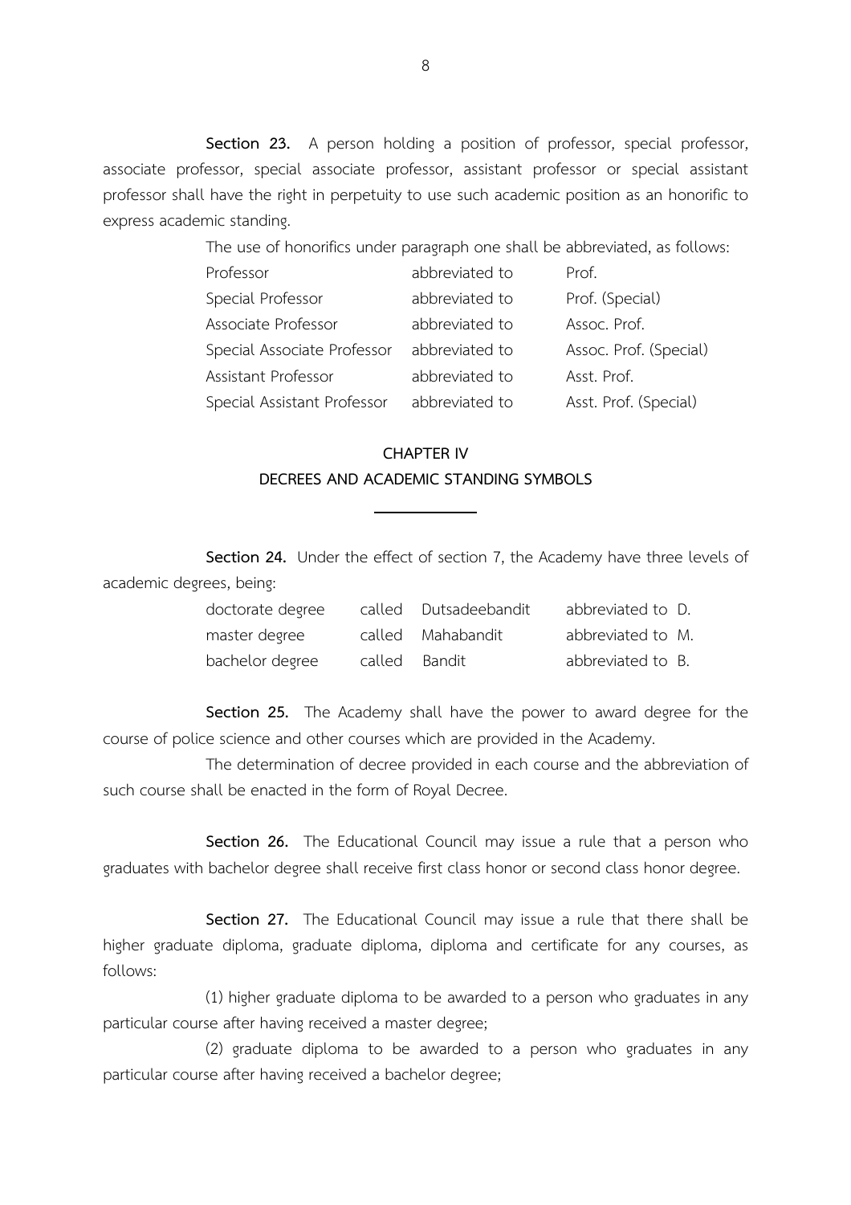**Section 23.** A person holding a position of professor, special professor, associate professor, special associate professor, assistant professor or special assistant professor shall have the right in perpetuity to use such academic position as an honorific to express academic standing.

The use of honorifics under paragraph one shall be abbreviated, as follows:

| | | |
|---|---|---|
| Professor | abbreviated to | Prof. |
| Special Professor | abbreviated to | Prof. (Special) |
| Associate Professor | abbreviated to | Assoc. Prof. |
| Special Associate Professor | abbreviated to | Assoc. Prof. (Special) |
| Assistant Professor | abbreviated to | Asst. Prof. |
| Special Assistant Professor | abbreviated to | Asst. Prof. (Special) |

## CHAPTER IV
## DECREES AND ACADEMIC STANDING SYMBOLS

**Section 24.** Under the effect of section 7, the Academy have three levels of academic degrees, being:

| | | | |
|---|---|---|---|
| doctorate degree | called | Dutsadeebandit | abbreviated to D. |
| master degree | called | Mahabandit | abbreviated to M. |
| bachelor degree | called | Bandit | abbreviated to B. |

**Section 25.** The Academy shall have the power to award degree for the course of police science and other courses which are provided in the Academy.

The determination of decree provided in each course and the abbreviation of such course shall be enacted in the form of Royal Decree.

**Section 26.** The Educational Council may issue a rule that a person who graduates with bachelor degree shall receive first class honor or second class honor degree.

**Section 27.** The Educational Council may issue a rule that there shall be higher graduate diploma, graduate diploma, diploma and certificate for any courses, as follows:

(1) higher graduate diploma to be awarded to a person who graduates in any particular course after having received a master degree;

(2) graduate diploma to be awarded to a person who graduates in any particular course after having received a bachelor degree;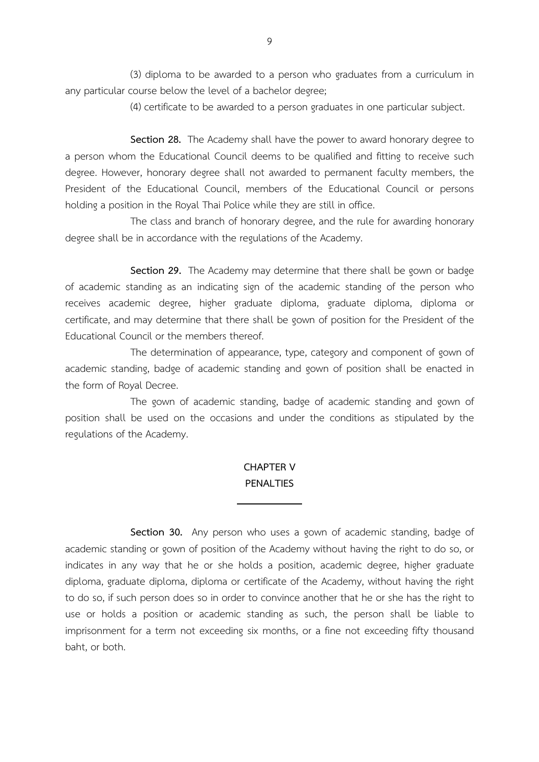(3) diploma to be awarded to a person who graduates from a curriculum in any particular course below the level of a bachelor degree;

(4) certificate to be awarded to a person graduates in one particular subject.

**Section 28.** The Academy shall have the power to award honorary degree to a person whom the Educational Council deems to be qualified and fitting to receive such degree. However, honorary degree shall not awarded to permanent faculty members, the President of the Educational Council, members of the Educational Council or persons holding a position in the Royal Thai Police while they are still in office.

The class and branch of honorary degree, and the rule for awarding honorary degree shall be in accordance with the regulations of the Academy.

**Section 29.** The Academy may determine that there shall be gown or badge of academic standing as an indicating sign of the academic standing of the person who receives academic degree, higher graduate diploma, graduate diploma, diploma or certificate, and may determine that there shall be gown of position for the President of the Educational Council or the members thereof.

The determination of appearance, type, category and component of gown of academic standing, badge of academic standing and gown of position shall be enacted in the form of Royal Decree.

The gown of academic standing, badge of academic standing and gown of position shall be used on the occasions and under the conditions as stipulated by the regulations of the Academy.

## CHAPTER V
## PENALTIES

**Section 30.** Any person who uses a gown of academic standing, badge of academic standing or gown of position of the Academy without having the right to do so, or indicates in any way that he or she holds a position, academic degree, higher graduate diploma, graduate diploma, diploma or certificate of the Academy, without having the right to do so, if such person does so in order to convince another that he or she has the right to use or holds a position or academic standing as such, the person shall be liable to imprisonment for a term not exceeding six months, or a fine not exceeding fifty thousand baht, or both.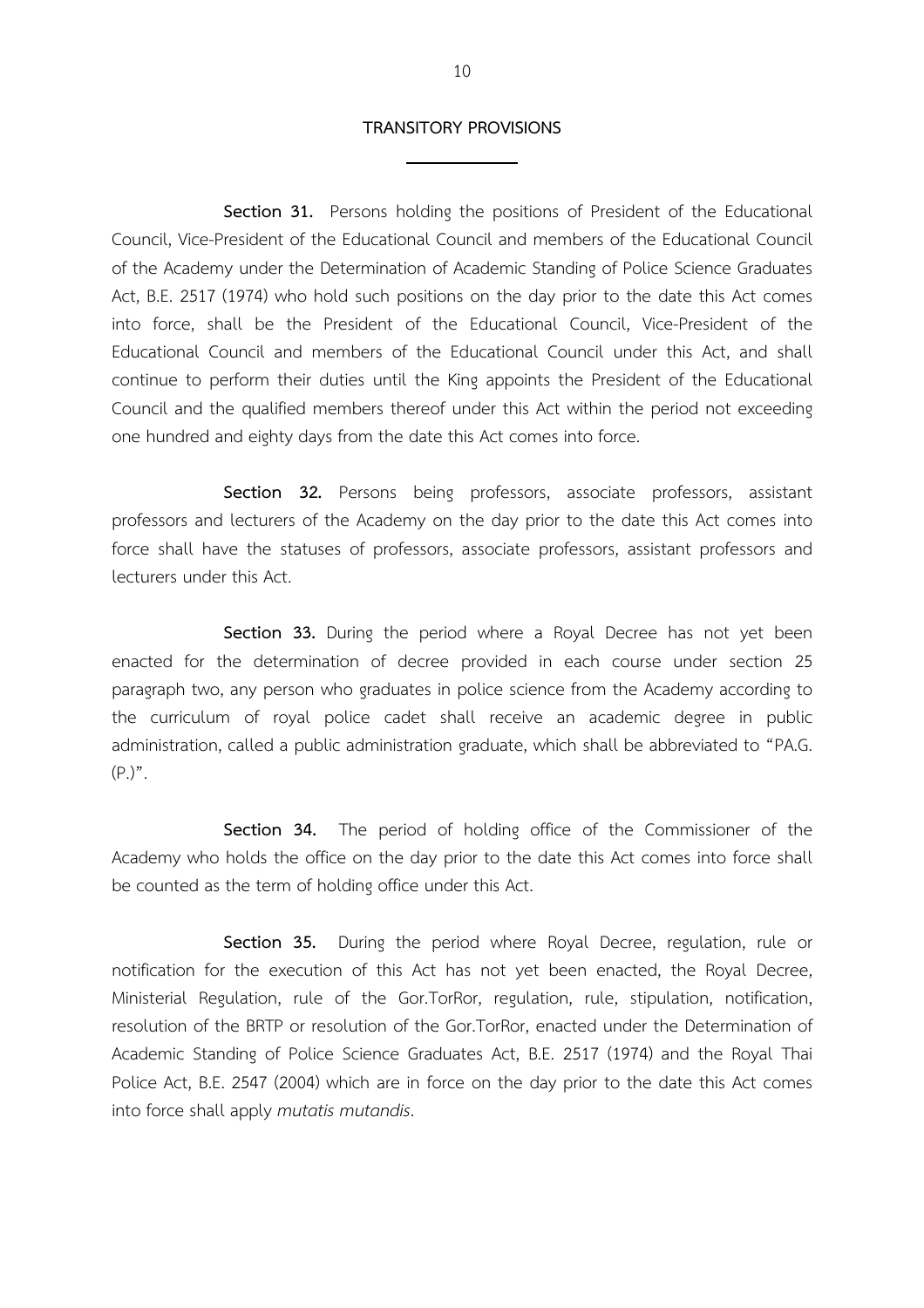## TRANSITORY PROVISIONS

**Section 31.** Persons holding the positions of President of the Educational Council, Vice-President of the Educational Council and members of the Educational Council of the Academy under the Determination of Academic Standing of Police Science Graduates Act, B.E. 2517 (1974) who hold such positions on the day prior to the date this Act comes into force, shall be the President of the Educational Council, Vice-President of the Educational Council and members of the Educational Council under this Act, and shall continue to perform their duties until the King appoints the President of the Educational Council and the qualified members thereof under this Act within the period not exceeding one hundred and eighty days from the date this Act comes into force.

**Section 32.** Persons being professors, associate professors, assistant professors and lecturers of the Academy on the day prior to the date this Act comes into force shall have the statuses of professors, associate professors, assistant professors and lecturers under this Act.

**Section 33.** During the period where a Royal Decree has not yet been enacted for the determination of decree provided in each course under section 25 paragraph two, any person who graduates in police science from the Academy according to the curriculum of royal police cadet shall receive an academic degree in public administration, called a public administration graduate, which shall be abbreviated to "PA.G. (P.)".

**Section 34.** The period of holding office of the Commissioner of the Academy who holds the office on the day prior to the date this Act comes into force shall be counted as the term of holding office under this Act.

**Section 35.** During the period where Royal Decree, regulation, rule or notification for the execution of this Act has not yet been enacted, the Royal Decree, Ministerial Regulation, rule of the Gor.TorRor, regulation, rule, stipulation, notification, resolution of the BRTP or resolution of the Gor.TorRor, enacted under the Determination of Academic Standing of Police Science Graduates Act, B.E. 2517 (1974) and the Royal Thai Police Act, B.E. 2547 (2004) which are in force on the day prior to the date this Act comes into force shall apply *mutatis mutandis*.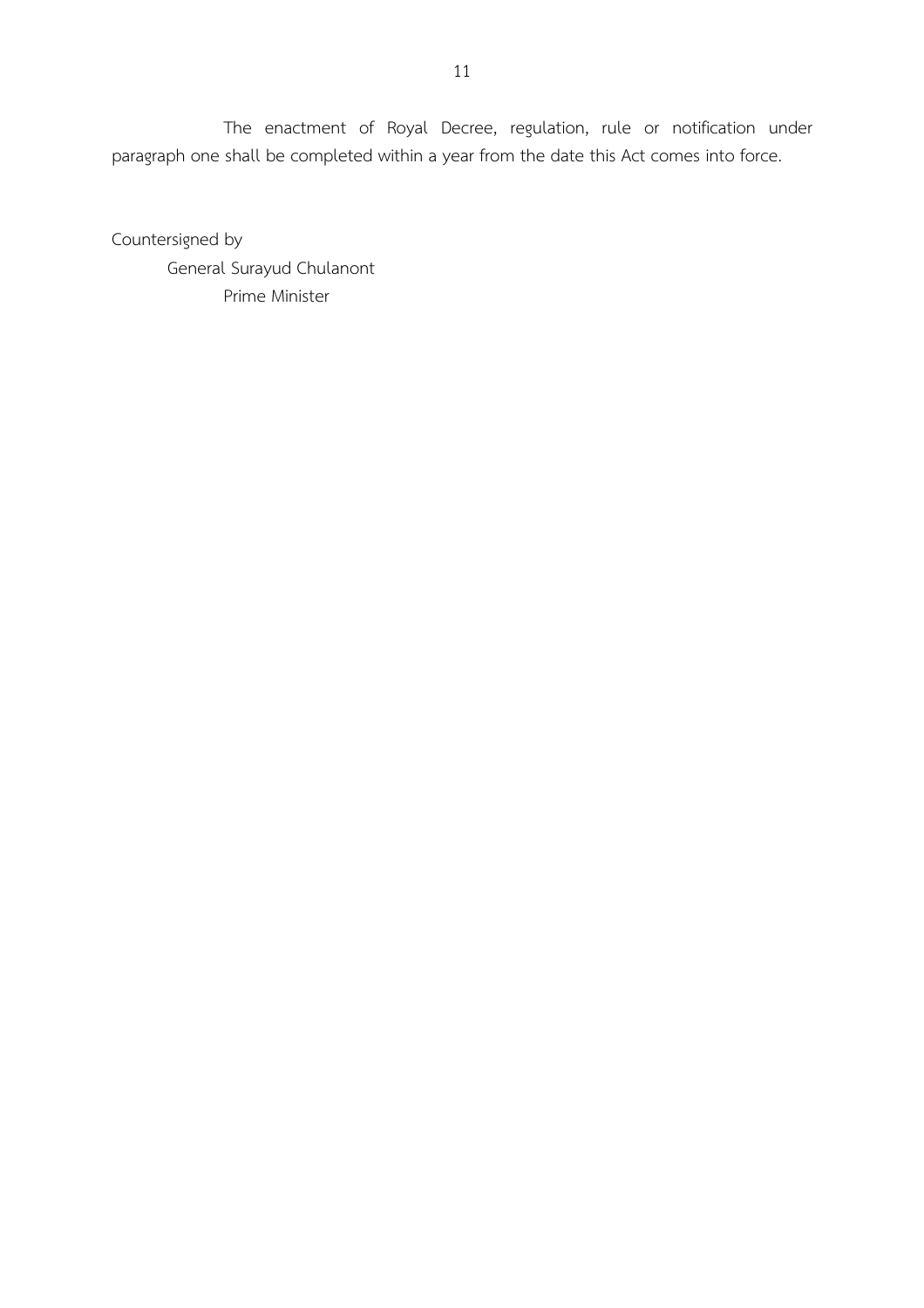The enactment of Royal Decree, regulation, rule or notification under paragraph one shall be completed within a year from the date this Act comes into force.

Countersigned by  
General Surayud Chulanont  
Prime Minister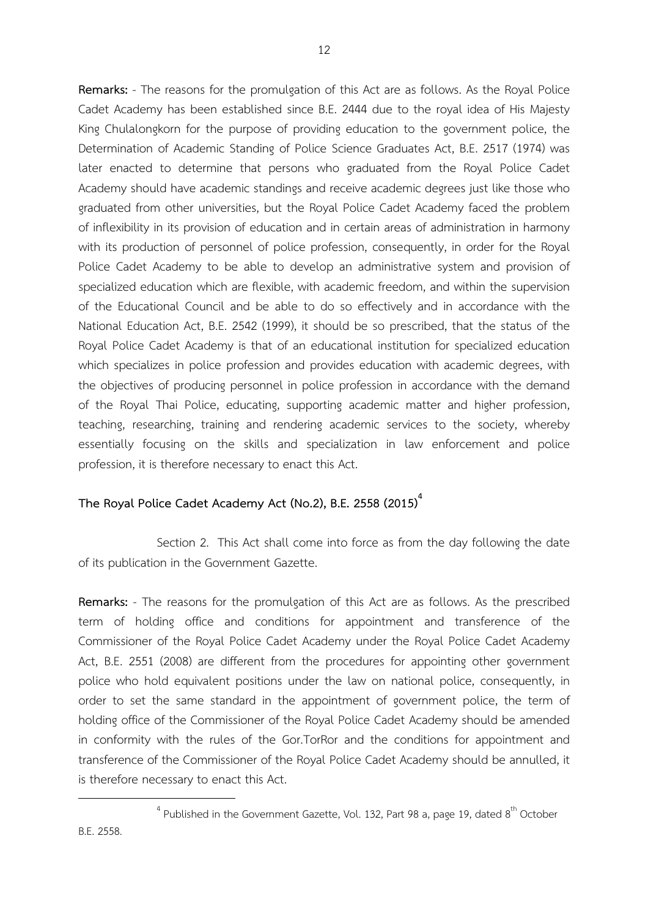**Remarks:** - The reasons for the promulgation of this Act are as follows. As the Royal Police Cadet Academy has been established since B.E. 2444 due to the royal idea of His Majesty King Chulalongkorn for the purpose of providing education to the government police, the Determination of Academic Standing of Police Science Graduates Act, B.E. 2517 (1974) was later enacted to determine that persons who graduated from the Royal Police Cadet Academy should have academic standings and receive academic degrees just like those who graduated from other universities, but the Royal Police Cadet Academy faced the problem of inflexibility in its provision of education and in certain areas of administration in harmony with its production of personnel of police profession, consequently, in order for the Royal Police Cadet Academy to be able to develop an administrative system and provision of specialized education which are flexible, with academic freedom, and within the supervision of the Educational Council and be able to do so effectively and in accordance with the National Education Act, B.E. 2542 (1999), it should be so prescribed, that the status of the Royal Police Cadet Academy is that of an educational institution for specialized education which specializes in police profession and provides education with academic degrees, with the objectives of producing personnel in police profession in accordance with the demand of the Royal Thai Police, educating, supporting academic matter and higher profession, teaching, researching, training and rendering academic services to the society, whereby essentially focusing on the skills and specialization in law enforcement and police profession, it is therefore necessary to enact this Act.

**The Royal Police Cadet Academy Act (No.2), B.E. 2558 (2015)**[4]

Section 2. This Act shall come into force as from the day following the date of its publication in the Government Gazette.

**Remarks:** - The reasons for the promulgation of this Act are as follows. As the prescribed term of holding office and conditions for appointment and transference of the Commissioner of the Royal Police Cadet Academy under the Royal Police Cadet Academy Act, B.E. 2551 (2008) are different from the procedures for appointing other government police who hold equivalent positions under the law on national police, consequently, in order to set the same standard in the appointment of government police, the term of holding office of the Commissioner of the Royal Police Cadet Academy should be amended in conformity with the rules of the Gor.TorRor and the conditions for appointment and transference of the Commissioner of the Royal Police Cadet Academy should be annulled, it is therefore necessary to enact this Act.

---

[4] Published in the Government Gazette, Vol. 132, Part 98 a, page 19, dated 8th October B.E. 2558.